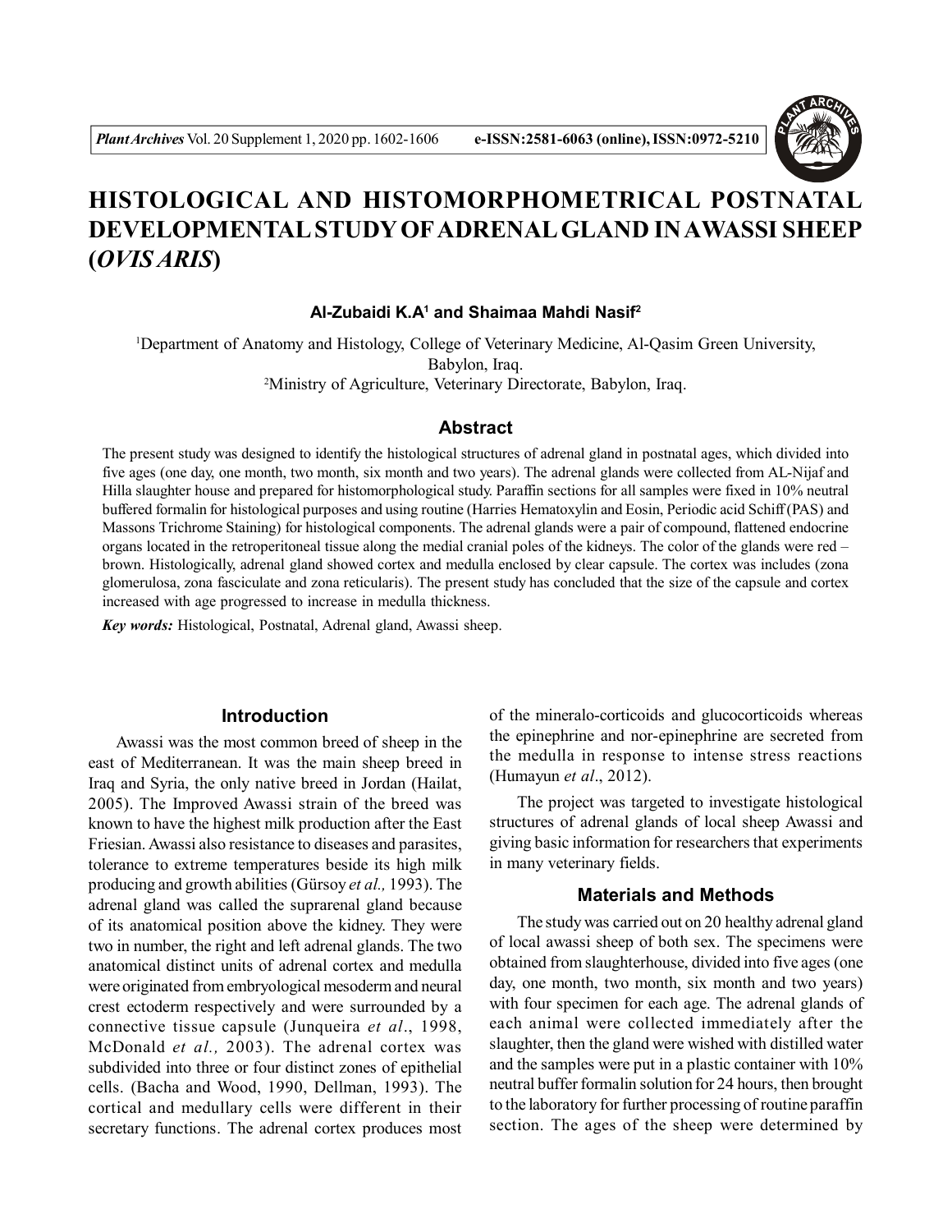// Caveat: this page is plain text with no equations or tables, so the LaTeX and table rules didn't come into play.
# HISTOLOGICAL AND HISTOMORPHOMETRICAL POSTNATAL DEVELOPMENTAL STUDY OF ADRENAL GLAND IN AWASSI SHEEP (*OVIS ARIS*)

**Al-Zubaidi K.A[1] and Shaimaa Mahdi Nasif[2]**

[1]Department of Anatomy and Histology, College of Veterinary Medicine, Al-Qasim Green University, Babylon, Iraq.
[2]Ministry of Agriculture, Veterinary Directorate, Babylon, Iraq.

## Abstract

The present study was designed to identify the histological structures of adrenal gland in postnatal ages, which divided into five ages (one day, one month, two month, six month and two years). The adrenal glands were collected from AL-Nijaf and Hilla slaughter house and prepared for histomorphological study. Paraffin sections for all samples were fixed in 10% neutral buffered formalin for histological purposes and using routine (Harries Hematoxylin and Eosin, Periodic acid Schiff (PAS) and Massons Trichrome Staining) for histological components. The adrenal glands were a pair of compound, flattened endocrine organs located in the retroperitoneal tissue along the medial cranial poles of the kidneys. The color of the glands were red – brown. Histologically, adrenal gland showed cortex and medulla enclosed by clear capsule. The cortex was includes (zona glomerulosa, zona fasciculate and zona reticularis). The present study has concluded that the size of the capsule and cortex increased with age progressed to increase in medulla thickness.

***Key words:*** Histological, Postnatal, Adrenal gland, Awassi sheep.

## Introduction

Awassi was the most common breed of sheep in the east of Mediterranean. It was the main sheep breed in Iraq and Syria, the only native breed in Jordan (Hailat, 2005). The Improved Awassi strain of the breed was known to have the highest milk production after the East Friesian. Awassi also resistance to diseases and parasites, tolerance to extreme temperatures beside its high milk producing and growth abilities (Gürsoy *et al.,* 1993). The adrenal gland was called the suprarenal gland because of its anatomical position above the kidney. They were two in number, the right and left adrenal glands. The two anatomical distinct units of adrenal cortex and medulla were originated from embryological mesoderm and neural crest ectoderm respectively and were surrounded by a connective tissue capsule (Junqueira *et al*., 1998, McDonald *et al.,* 2003). The adrenal cortex was subdivided into three or four distinct zones of epithelial cells. (Bacha and Wood, 1990, Dellman, 1993). The cortical and medullary cells were different in their secretary functions. The adrenal cortex produces most of the mineralo-corticoids and glucocorticoids whereas the epinephrine and nor-epinephrine are secreted from the medulla in response to intense stress reactions (Humayun *et al*., 2012).

The project was targeted to investigate histological structures of adrenal glands of local sheep Awassi and giving basic information for researchers that experiments in many veterinary fields.

## Materials and Methods

The study was carried out on 20 healthy adrenal gland of local awassi sheep of both sex. The specimens were obtained from slaughterhouse, divided into five ages (one day, one month, two month, six month and two years) with four specimen for each age. The adrenal glands of each animal were collected immediately after the slaughter, then the gland were wished with distilled water and the samples were put in a plastic container with 10% neutral buffer formalin solution for 24 hours, then brought to the laboratory for further processing of routine paraffin section. The ages of the sheep were determined by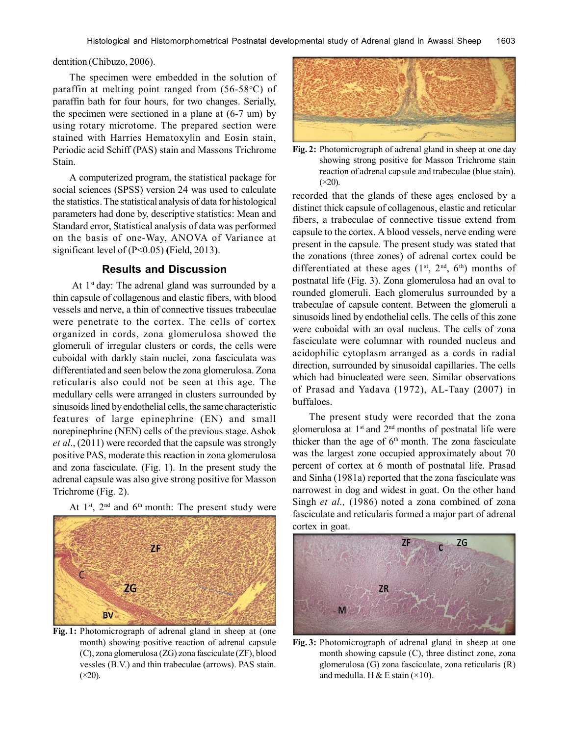dentition (Chibuzo, 2006).

The specimen were embedded in the solution of paraffin at melting point ranged from (56-58°C) of paraffin bath for four hours, for two changes. Serially, the specimen were sectioned in a plane at (6-7 um) by using rotary microtome. The prepared section were stained with Harries Hematoxylin and Eosin stain, Periodic acid Schiff (PAS) stain and Massons Trichrome Stain.

A computerized program, the statistical package for social sciences (SPSS) version 24 was used to calculate the statistics. The statistical analysis of data for histological parameters had done by, descriptive statistics: Mean and Standard error, Statistical analysis of data was performed on the basis of one-Way, ANOVA of Variance at significant level of ($P<0.05$) **(**Field, 2013**)**.

## Results and Discussion

At 1st day: The adrenal gland was surrounded by a thin capsule of collagenous and elastic fibers, with blood vessels and nerve, a thin of connective tissues trabeculae were penetrate to the cortex. The cells of cortex organized in cords, zona glomerulosa showed the glomeruli of irregular clusters or cords, the cells were cuboidal with darkly stain nuclei, zona fasciculata was differentiated and seen below the zona glomerulosa. Zona reticularis also could not be seen at this age. The medullary cells were arranged in clusters surrounded by sinusoids lined by endothelial cells, the same characteristic features of large epinephrine (EN) and small norepinephrine (NEN) cells of the previous stage. Ashok *et al*., (2011) were recorded that the capsule was strongly positive PAS, moderate this reaction in zona glomerulosa and zona fasciculate. (Fig. 1). In the present study the adrenal capsule was also give strong positive for Masson Trichrome (Fig. 2).

At 1st, 2nd and 6th month: The present study were recorded that the glands of these ages enclosed by a distinct thick capsule of collagenous, elastic and reticular fibers, a trabeculae of connective tissue extend from capsule to the cortex. A blood vessels, nerve ending were present in the capsule. The present study was stated that the zonations (three zones) of adrenal cortex could be differentiated at these ages (1st, 2nd, 6th) months of postnatal life (Fig. 3). Zona glomerulosa had an oval to rounded glomeruli. Each glomerulus surrounded by a trabeculae of capsule content. Between the glomeruli a sinusoids lined by endothelial cells. The cells of this zone were cuboidal with an oval nucleus. The cells of zona fasciculate were columnar with rounded nucleus and acidophilic cytoplasm arranged as a cords in radial direction, surrounded by sinusoidal capillaries. The cells which had binucleated were seen. Similar observations of Prasad and Yadava (1972), AL-Taay (2007) in buffaloes.

**Fig. 1:** Photomicrograph of adrenal gland in sheep at (one month) showing positive reaction of adrenal capsule (C), zona glomerulosa (ZG) zona fasciculate (ZF), blood vessles (B.V.) and thin trabeculae (arrows). PAS stain. (×20).

**Fig. 2:** Photomicrograph of adrenal gland in sheep at one day showing strong positive for Masson Trichrome stain reaction of adrenal capsule and trabeculae (blue stain). (×20).

The present study were recorded that the zona glomerulosa at 1st and 2nd months of postnatal life were thicker than the age of 6th month. The zona fasciculate was the largest zone occupied approximately about 70 percent of cortex at 6 month of postnatal life. Prasad and Sinha (1981a) reported that the zona fasciculate was narrowest in dog and widest in goat. On the other hand Singh *et al.,* (1986) noted a zona combined of zona fasciculate and reticularis formed a major part of adrenal cortex in goat.

**Fig. 3:** Photomicrograph of adrenal gland in sheep at one month showing capsule (C), three distinct zone, zona glomerulosa (G) zona fasciculate, zona reticularis (R) and medulla. H & E stain (×10).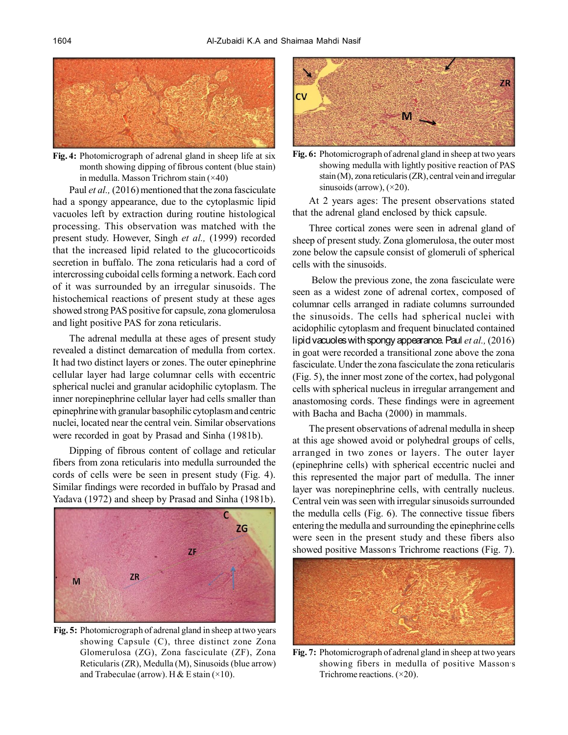Fig. 4: Photomicrograph of adrenal gland in sheep life at six month showing dipping of fibrous content (blue stain) in medulla. Masson Trichrom stain (×40)

Paul *et al.,* (2016) mentioned that the zona fasciculate had a spongy appearance, due to the cytoplasmic lipid vacuoles left by extraction during routine histological processing. This observation was matched with the present study. However, Singh *et al.,* (1999) recorded that the increased lipid related to the glucocorticoids secretion in buffalo. The zona reticularis had a cord of intercrossing cuboidal cells forming a network. Each cord of it was surrounded by an irregular sinusoids. The histochemical reactions of present study at these ages showed strong PAS positive for capsule, zona glomerulosa and light positive PAS for zona reticularis.

The adrenal medulla at these ages of present study revealed a distinct demarcation of medulla from cortex. It had two distinct layers or zones. The outer epinephrine cellular layer had large columnar cells with eccentric spherical nuclei and granular acidophilic cytoplasm. The inner norepinephrine cellular layer had cells smaller than epinephrine with granular basophilic cytoplasm and centric nuclei, located near the central vein. Similar observations were recorded in goat by Prasad and Sinha (1981b).

Dipping of fibrous content of collage and reticular fibers from zona reticularis into medulla surrounded the cords of cells were be seen in present study (Fig. 4). Similar findings were recorded in buffalo by Prasad and Yadava (1972) and sheep by Prasad and Sinha (1981b).

Fig. 5: Photomicrograph of adrenal gland in sheep at two years showing Capsule (C), three distinct zone Zona Glomerulosa (ZG), Zona fasciculate (ZF), Zona Reticularis (ZR), Medulla (M), Sinusoids (blue arrow) and Trabeculae (arrow). H & E stain (×10).

Fig. 6: Photomicrograph of adrenal gland in sheep at two years showing medulla with lightly positive reaction of PAS stain (M), zona reticularis (ZR), central vein and irregular sinusoids (arrow), (×20).

At 2 years ages: The present observations stated that the adrenal gland enclosed by thick capsule.

Three cortical zones were seen in adrenal gland of sheep of present study. Zona glomerulosa, the outer most zone below the capsule consist of glomeruli of spherical cells with the sinusoids.

Below the previous zone, the zona fasciculate were seen as a widest zone of adrenal cortex, composed of columnar cells arranged in radiate columns surrounded the sinusoids. The cells had spherical nuclei with acidophilic cytoplasm and frequent binuclated contained lipid vacuoles with spongy appearance. Paul *et al.,* (2016) in goat were recorded a transitional zone above the zona fasciculate. Under the zona fasciculate the zona reticularis (Fig. 5), the inner most zone of the cortex, had polygonal cells with spherical nucleus in irregular arrangement and anastomosing cords. These findings were in agreement with Bacha and Bacha (2000) in mammals.

The present observations of adrenal medulla in sheep at this age showed avoid or polyhedral groups of cells, arranged in two zones or layers. The outer layer (epinephrine cells) with spherical eccentric nuclei and this represented the major part of medulla. The inner layer was norepinephrine cells, with centrally nucleus. Central vein was seen with irregular sinusoids surrounded the medulla cells (Fig. 6). The connective tissue fibers entering the medulla and surrounding the epinephrine cells were seen in the present study and these fibers also showed positive Masson's Trichrome reactions (Fig. 7).

Fig. 7: Photomicrograph of adrenal gland in sheep at two years showing fibers in medulla of positive Masson's Trichrome reactions. (×20).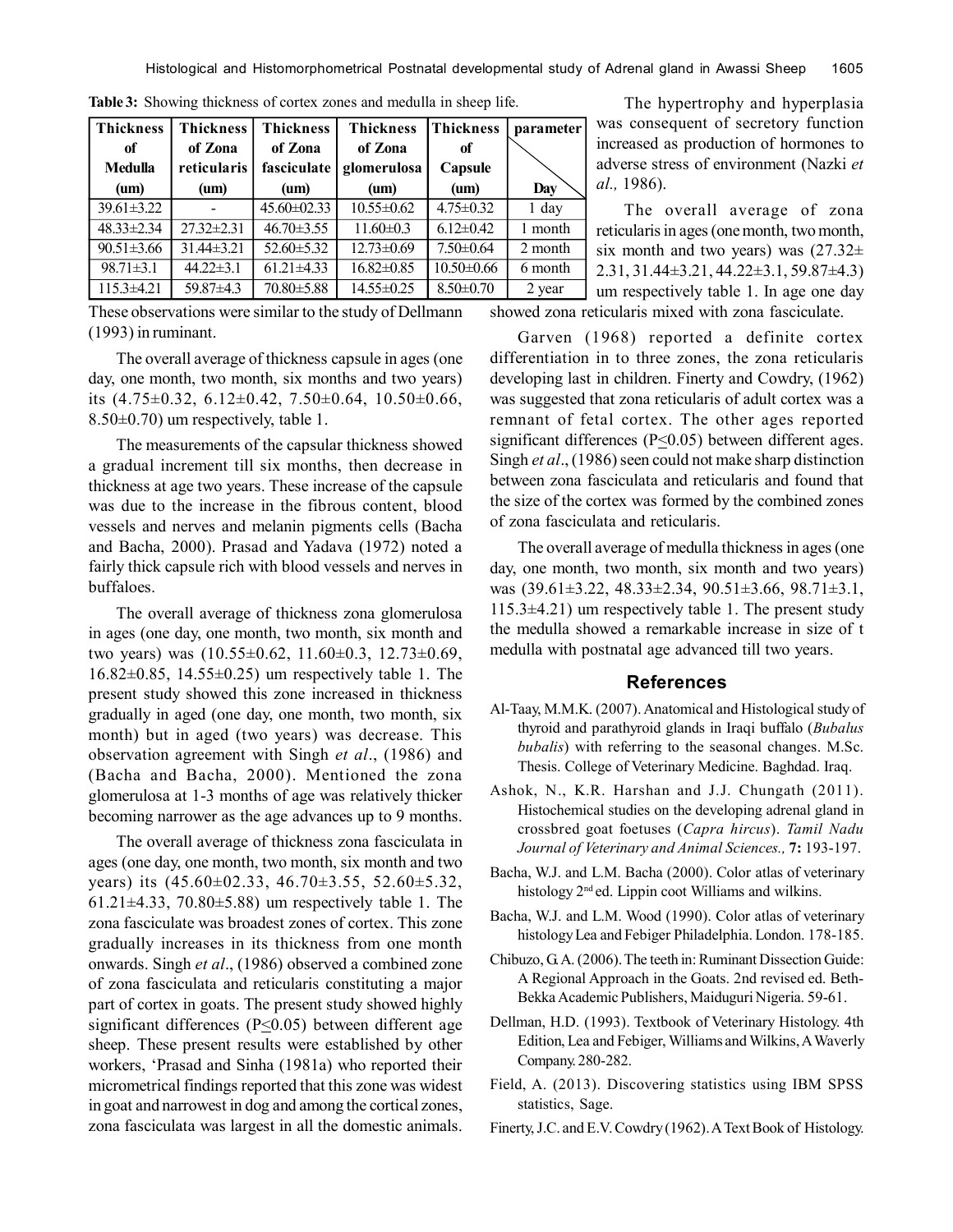**Table 3:** Showing thickness of cortex zones and medulla in sheep life.

| Thickness of Medulla (um) | Thickness of Zona reticularis (um) | Thickness of Zona fasciculate (um) | Thickness of Zona glomerulosa (um) | Thickness of Capsule (um) | parameter / Day |
|---|---|---|---|---|---|
| 39.61±3.22 | - | 45.60±02.33 | 10.55±0.62 | 4.75±0.32 | 1 day |
| 48.33±2.34 | 27.32±2.31 | 46.70±3.55 | 11.60±0.3 | 6.12±0.42 | 1 month |
| 90.51±3.66 | 31.44±3.21 | 52.60±5.32 | 12.73±0.69 | 7.50±0.64 | 2 month |
| 98.71±3.1 | 44.22±3.1 | 61.21±4.33 | 16.82±0.85 | 10.50±0.66 | 6 month |
| 115.3±4.21 | 59.87±4.3 | 70.80±5.88 | 14.55±0.25 | 8.50±0.70 | 2 year |

These observations were similar to the study of Dellmann (1993) in ruminant.

The overall average of thickness capsule in ages (one day, one month, two month, six months and two years) its (4.75±0.32, 6.12±0.42, 7.50±0.64, 10.50±0.66, 8.50±0.70) um respectively, table 1.

The measurements of the capsular thickness showed a gradual increment till six months, then decrease in thickness at age two years. These increase of the capsule was due to the increase in the fibrous content, blood vessels and nerves and melanin pigments cells (Bacha and Bacha, 2000). Prasad and Yadava (1972) noted a fairly thick capsule rich with blood vessels and nerves in buffaloes.

The overall average of thickness zona glomerulosa in ages (one day, one month, two month, six month and two years) was (10.55±0.62, 11.60±0.3, 12.73±0.69, 16.82±0.85, 14.55±0.25) um respectively table 1. The present study showed this zone increased in thickness gradually in aged (one day, one month, two month, six month) but in aged (two years) was decrease. This observation agreement with Singh *et al*., (1986) and (Bacha and Bacha, 2000). Mentioned the zona glomerulosa at 1-3 months of age was relatively thicker becoming narrower as the age advances up to 9 months.

The overall average of thickness zona fasciculata in ages (one day, one month, two month, six month and two years) its (45.60±02.33, 46.70±3.55, 52.60±5.32, 61.21±4.33, 70.80±5.88) um respectively table 1. The zona fasciculate was broadest zones of cortex. This zone gradually increases in its thickness from one month onwards. Singh *et al*., (1986) observed a combined zone of zona fasciculata and reticularis constituting a major part of cortex in goats. The present study showed highly significant differences ($P \leq 0.05$) between different age sheep. These present results were established by other workers, 'Prasad and Sinha (1981a) who reported their micrometrical findings reported that this zone was widest in goat and narrowest in dog and among the cortical zones, zona fasciculata was largest in all the domestic animals.

The hypertrophy and hyperplasia was consequent of secretory function increased as production of hormones to adverse stress of environment (Nazki *et al.,* 1986).

The overall average of zona reticularis in ages (one month, two month, six month and two years) was (27.32±2.31, 31.44±3.21, 44.22±3.1, 59.87±4.3) um respectively table 1. In age one day showed zona reticularis mixed with zona fasciculate.

Garven (1968) reported a definite cortex differentiation in to three zones, the zona reticularis developing last in children. Finerty and Cowdry, (1962) was suggested that zona reticularis of adult cortex was a remnant of fetal cortex. The other ages reported significant differences ($P \leq 0.05$) between different ages. Singh *et al*., (1986) seen could not make sharp distinction between zona fasciculata and reticularis and found that the size of the cortex was formed by the combined zones of zona fasciculata and reticularis.

The overall average of medulla thickness in ages (one day, one month, two month, six month and two years) was (39.61±3.22, 48.33±2.34, 90.51±3.66, 98.71±3.1, 115.3±4.21) um respectively table 1. The present study the medulla showed a remarkable increase in size of t medulla with postnatal age advanced till two years.

## References

Al-Taay, M.M.K. (2007). Anatomical and Histological study of thyroid and parathyroid glands in Iraqi buffalo (*Bubalus bubalis*) with referring to the seasonal changes. M.Sc. Thesis. College of Veterinary Medicine. Baghdad. Iraq.

Ashok, N., K.R. Harshan and J.J. Chungath (2011). Histochemical studies on the developing adrenal gland in crossbred goat foetuses (*Capra hircus*). *Tamil Nadu Journal of Veterinary and Animal Sciences.,* **7:** 193-197.

Bacha, W.J. and L.M. Bacha (2000). Color atlas of veterinary histology 2nd ed. Lippin coot Williams and wilkins.

Bacha, W.J. and L.M. Wood (1990). Color atlas of veterinary histology Lea and Febiger Philadelphia. London. 178-185.

Chibuzo, G.A. (2006). The teeth in: Ruminant Dissection Guide: A Regional Approach in the Goats. 2nd revised ed. Beth-Bekka Academic Publishers, Maiduguri Nigeria. 59-61.

Dellman, H.D. (1993). Textbook of Veterinary Histology. 4th Edition, Lea and Febiger, Williams and Wilkins, A Waverly Company. 280-282.

Field, A. (2013). Discovering statistics using IBM SPSS statistics, Sage.

Finerty, J.C. and E.V. Cowdry (1962). A Text Book of Histology.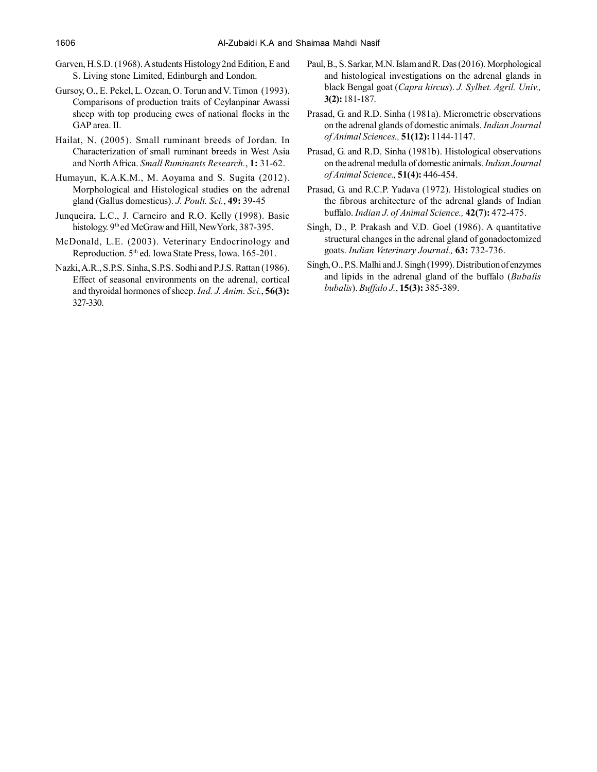Garven, H.S.D. (1968). A students Histology 2nd Edition, E and S. Living stone Limited, Edinburgh and London.

Gursoy, O., E. Pekel, L. Ozcan, O. Torun and V. Timon (1993). Comparisons of production traits of Ceylanpinar Awassi sheep with top producing ewes of national flocks in the GAP area. II.

Hailat, N. (2005). Small ruminant breeds of Jordan. In Characterization of small ruminant breeds in West Asia and North Africa. *Small Ruminants Research.*, **1:** 31-62.

Humayun, K.A.K.M., M. Aoyama and S. Sugita (2012). Morphological and Histological studies on the adrenal gland (Gallus domesticus). *J. Poult. Sci.*, **49:** 39-45

Junqueira, L.C., J. Carneiro and R.O. Kelly (1998). Basic histology. 9th ed McGraw and Hill, NewYork, 387-395.

McDonald, L.E. (2003). Veterinary Endocrinology and Reproduction. 5th ed. Iowa State Press, Iowa. 165-201.

Nazki, A.R., S.P.S. Sinha, S.P.S. Sodhi and P.J.S. Rattan (1986). Effect of seasonal environments on the adrenal, cortical and thyroidal hormones of sheep. *Ind. J. Anim. Sci.*, **56(3):** 327-330.

Paul, B., S. Sarkar, M.N. Islam and R. Das (2016). Morphological and histological investigations on the adrenal glands in black Bengal goat (*Capra hircus*). *J. Sylhet. Agril. Univ.,* **3(2):** 181-187.

Prasad, G. and R.D. Sinha (1981a). Micrometric observations on the adrenal glands of domestic animals. *Indian Journal of Animal Sciences.,* **51(12):** 1144-1147.

Prasad, G. and R.D. Sinha (1981b). Histological observations on the adrenal medulla of domestic animals. *Indian Journal of Animal Science.,* **51(4):** 446-454.

Prasad, G. and R.C.P. Yadava (1972). Histological studies on the fibrous architecture of the adrenal glands of Indian buffalo. *Indian J. of Animal Science.,* **42(7):** 472-475.

Singh, D., P. Prakash and V.D. Goel (1986). A quantitative structural changes in the adrenal gland of gonadoctomized goats. *Indian Veterinary Journal.,* **63:** 732-736.

Singh, O., P.S. Malhi and J. Singh (1999). Distribution of enzymes and lipids in the adrenal gland of the buffalo (*Bubalis bubalis*). *Buffalo J.*, **15(3):** 385-389.